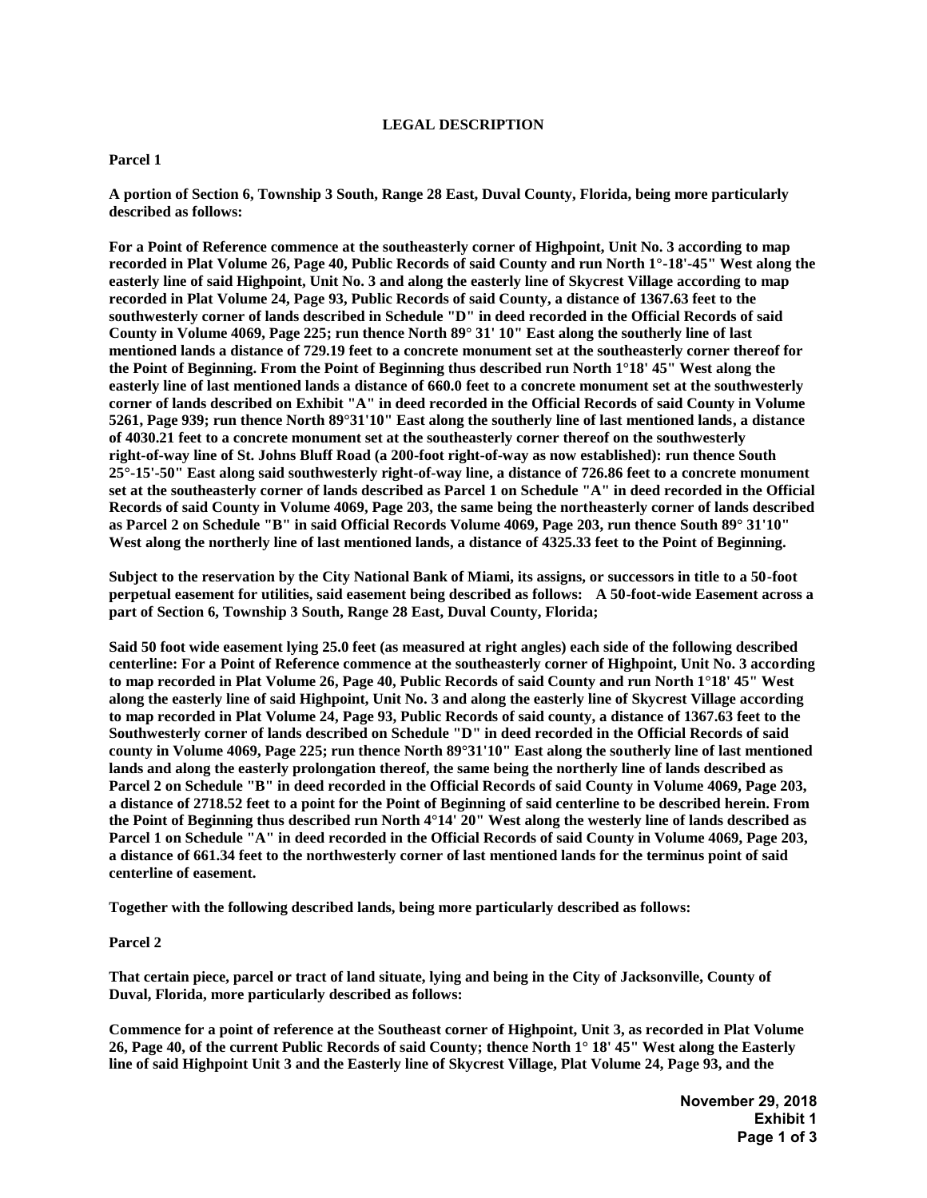# LEGAL DESCRIPTION

**Parcel 1**

**A portion of Section 6, Township 3 South, Range 28 East, Duval County, Florida, being more particularly described as follows:**

**For a Point of Reference commence at the southeasterly corner of Highpoint, Unit No. 3 according to map recorded in Plat Volume 26, Page 40, Public Records of said County and run North 1°-18'-45" West along the easterly line of said Highpoint, Unit No. 3 and along the easterly line of Skycrest Village according to map recorded in Plat Volume 24, Page 93, Public Records of said County, a distance of 1367.63 feet to the southwesterly corner of lands described in Schedule "D" in deed recorded in the Official Records of said County in Volume 4069, Page 225; run thence North 89° 31' 10" East along the southerly line of last mentioned lands a distance of 729.19 feet to a concrete monument set at the southeasterly corner thereof for the Point of Beginning. From the Point of Beginning thus described run North 1°18' 45" West along the easterly line of last mentioned lands a distance of 660.0 feet to a concrete monument set at the southwesterly corner of lands described on Exhibit "A" in deed recorded in the Official Records of said County in Volume 5261, Page 939; run thence North 89°31'10" East along the southerly line of last mentioned lands, a distance of 4030.21 feet to a concrete monument set at the southeasterly corner thereof on the southwesterly right-of-way line of St. Johns Bluff Road (a 200-foot right-of-way as now established): run thence South 25°-15'-50" East along said southwesterly right-of-way line, a distance of 726.86 feet to a concrete monument set at the southeasterly corner of lands described as Parcel 1 on Schedule "A" in deed recorded in the Official Records of said County in Volume 4069, Page 203, the same being the northeasterly corner of lands described as Parcel 2 on Schedule "B" in said Official Records Volume 4069, Page 203, run thence South 89° 31'10" West along the northerly line of last mentioned lands, a distance of 4325.33 feet to the Point of Beginning.**

**Subject to the reservation by the City National Bank of Miami, its assigns, or successors in title to a 50-foot perpetual easement for utilities, said easement being described as follows: A 50-foot-wide Easement across a part of Section 6, Township 3 South, Range 28 East, Duval County, Florida;**

**Said 50 foot wide easement lying 25.0 feet (as measured at right angles) each side of the following described centerline: For a Point of Reference commence at the southeasterly corner of Highpoint, Unit No. 3 according to map recorded in Plat Volume 26, Page 40, Public Records of said County and run North 1°18' 45" West along the easterly line of said Highpoint, Unit No. 3 and along the easterly line of Skycrest Village according to map recorded in Plat Volume 24, Page 93, Public Records of said county, a distance of 1367.63 feet to the Southwesterly corner of lands described on Schedule "D" in deed recorded in the Official Records of said county in Volume 4069, Page 225; run thence North 89°31'10" East along the southerly line of last mentioned lands and along the easterly prolongation thereof, the same being the northerly line of lands described as Parcel 2 on Schedule "B" in deed recorded in the Official Records of said County in Volume 4069, Page 203, a distance of 2718.52 feet to a point for the Point of Beginning of said centerline to be described herein. From the Point of Beginning thus described run North 4°14' 20" West along the westerly line of lands described as Parcel 1 on Schedule "A" in deed recorded in the Official Records of said County in Volume 4069, Page 203, a distance of 661.34 feet to the northwesterly corner of last mentioned lands for the terminus point of said centerline of easement.**

**Together with the following described lands, being more particularly described as follows:**

**Parcel 2**

**That certain piece, parcel or tract of land situate, lying and being in the City of Jacksonville, County of Duval, Florida, more particularly described as follows:**

**Commence for a point of reference at the Southeast corner of Highpoint, Unit 3, as recorded in Plat Volume 26, Page 40, of the current Public Records of said County; thence North 1° 18' 45" West along the Easterly line of said Highpoint Unit 3 and the Easterly line of Skycrest Village, Plat Volume 24, Page 93, and the**

**November 29, 2018**
**Exhibit 1**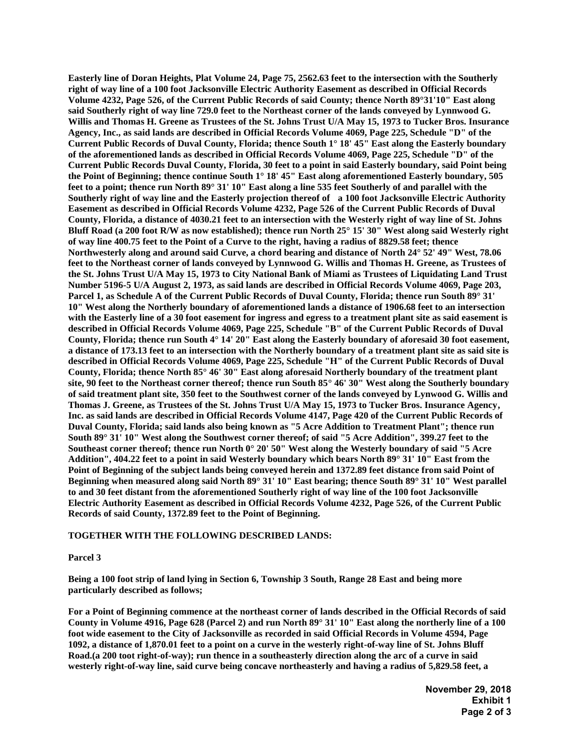**Easterly line of Doran Heights, Plat Volume 24, Page 75, 2562.63 feet to the intersection with the Southerly right of way line of a 100 foot Jacksonville Electric Authority Easement as described in Official Records Volume 4232, Page 526, of the Current Public Records of said County; thence North 89°31'10" East along said Southerly right of way line 729.0 feet to the Northeast corner of the lands conveyed by Lynnwood G. Willis and Thomas H. Greene as Trustees of the St. Johns Trust U/A May 15, 1973 to Tucker Bros. Insurance Agency, Inc., as said lands are described in Official Records Volume 4069, Page 225, Schedule "D" of the Current Public Records of Duval County, Florida; thence South 1° 18' 45" East along the Easterly boundary of the aforementioned lands as described in Official Records Volume 4069, Page 225, Schedule "D" of the Current Public Records Duval County, Florida, 30 feet to a point in said Easterly boundary, said Point being the Point of Beginning; thence continue South 1° 18' 45" East along aforementioned Easterly boundary, 505 feet to a point; thence run North 89° 31' 10" East along a line 535 feet Southerly of and parallel with the Southerly right of way line and the Easterly projection thereof of a 100 foot Jacksonville Electric Authority Easement as described in Official Records Volume 4232, Page 526 of the Current Public Records of Duval County, Florida, a distance of 4030.21 feet to an intersection with the Westerly right of way line of St. Johns Bluff Road (a 200 foot R/W as now established); thence run North 25° 15' 30" West along said Westerly right of way line 400.75 feet to the Point of a Curve to the right, having a radius of 8829.58 feet; thence Northwesterly along and around said Curve, a chord bearing and distance of North 24° 52' 49" West, 78.06 feet to the Northeast corner of lands conveyed by Lynnwood G. Willis and Thomas H. Greene, as Trustees of the St. Johns Trust U/A May 15, 1973 to City National Bank of Miami as Trustees of Liquidating Land Trust Number 5196-5 U/A August 2, 1973, as said lands are described in Official Records Volume 4069, Page 203, Parcel 1, as Schedule A of the Current Public Records of Duval County, Florida; thence run South 89° 31' 10" West along the Northerly boundary of aforementioned lands a distance of 1906.68 feet to an intersection with the Easterly line of a 30 foot easement for ingress and egress to a treatment plant site as said easement is described in Official Records Volume 4069, Page 225, Schedule "B" of the Current Public Records of Duval County, Florida; thence run South 4° 14' 20" East along the Easterly boundary of aforesaid 30 foot easement, a distance of 173.13 feet to an intersection with the Northerly boundary of a treatment plant site as said site is described in Official Records Volume 4069, Page 225, Schedule "H" of the Current Public Records of Duval County, Florida; thence North 85° 46' 30" East along aforesaid Northerly boundary of the treatment plant site, 90 feet to the Northeast corner thereof; thence run South 85° 46' 30" West along the Southerly boundary of said treatment plant site, 350 feet to the Southwest corner of the lands conveyed by Lynwood G. Willis and Thomas J. Greene, as Trustees of the St. Johns Trust U/A May 15, 1973 to Tucker Bros. Insurance Agency, Inc. as said lands are described in Official Records Volume 4147, Page 420 of the Current Public Records of Duval County, Florida; said lands also being known as "5 Acre Addition to Treatment Plant"; thence run South 89° 31' 10" West along the Southwest corner thereof; of said "5 Acre Addition", 399.27 feet to the Southeast corner thereof; thence run North 0° 20' 50" West along the Westerly boundary of said "5 Acre Addition", 404.22 feet to a point in said Westerly boundary which bears North 89° 31' 10" East from the Point of Beginning of the subject lands being conveyed herein and 1372.89 feet distance from said Point of Beginning when measured along said North 89° 31' 10" East bearing; thence South 89° 31' 10" West parallel to and 30 feet distant from the aforementioned Southerly right of way line of the 100 foot Jacksonville Electric Authority Easement as described in Official Records Volume 4232, Page 526, of the Current Public Records of said County, 1372.89 feet to the Point of Beginning.**

**TOGETHER WITH THE FOLLOWING DESCRIBED LANDS:**

**Parcel 3**

**Being a 100 foot strip of land lying in Section 6, Township 3 South, Range 28 East and being more particularly described as follows;**

**For a Point of Beginning commence at the northeast corner of lands described in the Official Records of said County in Volume 4916, Page 628 (Parcel 2) and run North 89° 31' 10" East along the northerly line of a 100 foot wide easement to the City of Jacksonville as recorded in said Official Records in Volume 4594, Page 1092, a distance of 1,870.01 feet to a point on a curve in the westerly right-of-way line of St. Johns Bluff Road.(a 200 toot right-of-way); run thence in a southeasterly direction along the arc of a curve in said westerly right-of-way line, said curve being concave northeasterly and having a radius of 5,829.58 feet, a**

**November 29, 2018**
**Exhibit 1**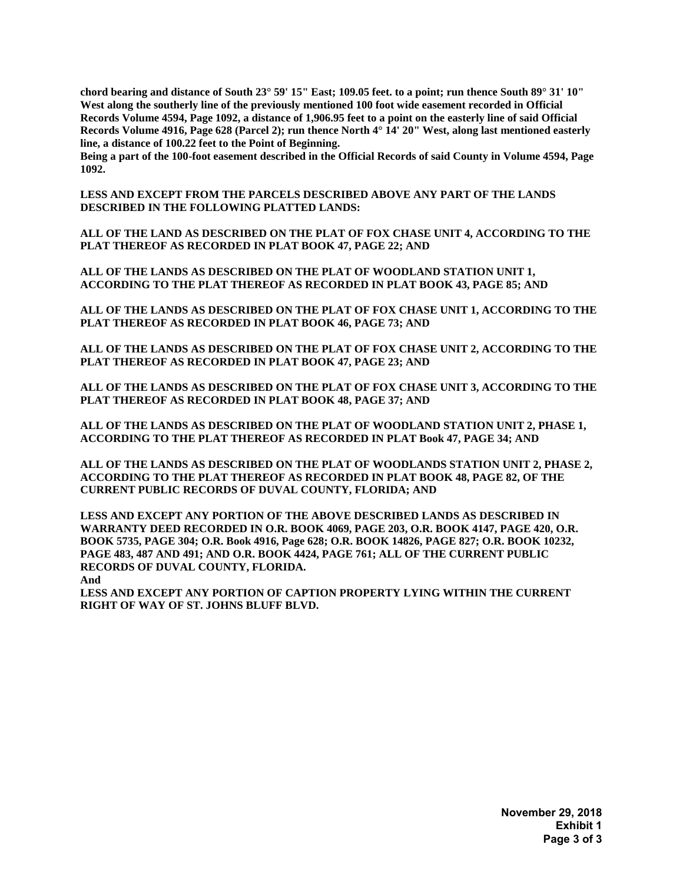**chord bearing and distance of South 23° 59' 15" East; 109.05 feet. to a point; run thence South 89° 31' 10" West along the southerly line of the previously mentioned 100 foot wide easement recorded in Official Records Volume 4594, Page 1092, a distance of 1,906.95 feet to a point on the easterly line of said Official Records Volume 4916, Page 628 (Parcel 2); run thence North 4° 14' 20" West, along last mentioned easterly line, a distance of 100.22 feet to the Point of Beginning.**
**Being a part of the 100-foot easement described in the Official Records of said County in Volume 4594, Page 1092.**

**LESS AND EXCEPT FROM THE PARCELS DESCRIBED ABOVE ANY PART OF THE LANDS DESCRIBED IN THE FOLLOWING PLATTED LANDS:**

**ALL OF THE LAND AS DESCRIBED ON THE PLAT OF FOX CHASE UNIT 4, ACCORDING TO THE PLAT THEREOF AS RECORDED IN PLAT BOOK 47, PAGE 22; AND**

**ALL OF THE LANDS AS DESCRIBED ON THE PLAT OF WOODLAND STATION UNIT 1, ACCORDING TO THE PLAT THEREOF AS RECORDED IN PLAT BOOK 43, PAGE 85; AND**

**ALL OF THE LANDS AS DESCRIBED ON THE PLAT OF FOX CHASE UNIT 1, ACCORDING TO THE PLAT THEREOF AS RECORDED IN PLAT BOOK 46, PAGE 73; AND**

**ALL OF THE LANDS AS DESCRIBED ON THE PLAT OF FOX CHASE UNIT 2, ACCORDING TO THE PLAT THEREOF AS RECORDED IN PLAT BOOK 47, PAGE 23; AND**

**ALL OF THE LANDS AS DESCRIBED ON THE PLAT OF FOX CHASE UNIT 3, ACCORDING TO THE PLAT THEREOF AS RECORDED IN PLAT BOOK 48, PAGE 37; AND**

**ALL OF THE LANDS AS DESCRIBED ON THE PLAT OF WOODLAND STATION UNIT 2, PHASE 1, ACCORDING TO THE PLAT THEREOF AS RECORDED IN PLAT Book 47, PAGE 34; AND**

**ALL OF THE LANDS AS DESCRIBED ON THE PLAT OF WOODLANDS STATION UNIT 2, PHASE 2, ACCORDING TO THE PLAT THEREOF AS RECORDED IN PLAT BOOK 48, PAGE 82, OF THE CURRENT PUBLIC RECORDS OF DUVAL COUNTY, FLORIDA; AND**

**LESS AND EXCEPT ANY PORTION OF THE ABOVE DESCRIBED LANDS AS DESCRIBED IN WARRANTY DEED RECORDED IN O.R. BOOK 4069, PAGE 203, O.R. BOOK 4147, PAGE 420, O.R. BOOK 5735, PAGE 304; O.R. Book 4916, Page 628; O.R. BOOK 14826, PAGE 827; O.R. BOOK 10232, PAGE 483, 487 AND 491; AND O.R. BOOK 4424, PAGE 761; ALL OF THE CURRENT PUBLIC RECORDS OF DUVAL COUNTY, FLORIDA.**
**And**
**LESS AND EXCEPT ANY PORTION OF CAPTION PROPERTY LYING WITHIN THE CURRENT RIGHT OF WAY OF ST. JOHNS BLUFF BLVD.**

**November 29, 2018**
**Exhibit 1**